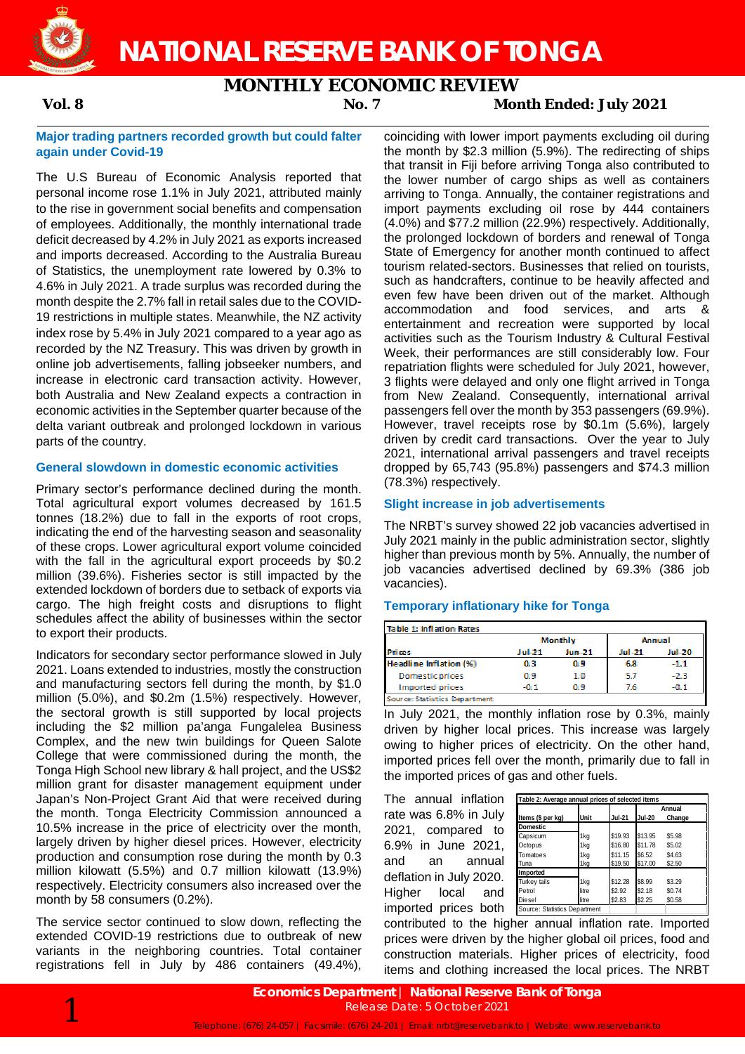# NATIONAL RESERVE BANK OF TONGA

## MONTHLY ECONOMIC REVIEW

**Vol. 8** **No. 7** **Month Ended: July 2021**

### Major trading partners recorded growth but could falter again under Covid-19

The U.S Bureau of Economic Analysis reported that personal income rose 1.1% in July 2021, attributed mainly to the rise in government social benefits and compensation of employees. Additionally, the monthly international trade deficit decreased by 4.2% in July 2021 as exports increased and imports decreased. According to the Australia Bureau of Statistics, the unemployment rate lowered by 0.3% to 4.6% in July 2021. A trade surplus was recorded during the month despite the 2.7% fall in retail sales due to the COVID-19 restrictions in multiple states. Meanwhile, the NZ activity index rose by 5.4% in July 2021 compared to a year ago as recorded by the NZ Treasury. This was driven by growth in online job advertisements, falling jobseeker numbers, and increase in electronic card transaction activity. However, both Australia and New Zealand expects a contraction in economic activities in the September quarter because of the delta variant outbreak and prolonged lockdown in various parts of the country.

### General slowdown in domestic economic activities

Primary sector's performance declined during the month. Total agricultural export volumes decreased by 161.5 tonnes (18.2%) due to fall in the exports of root crops, indicating the end of the harvesting season and seasonality of these crops. Lower agricultural export volume coincided with the fall in the agricultural export proceeds by $0.2 million (39.6%). Fisheries sector is still impacted by the extended lockdown of borders due to setback of exports via cargo. The high freight costs and disruptions to flight schedules affect the ability of businesses within the sector to export their products.

Indicators for secondary sector performance slowed in July 2021. Loans extended to industries, mostly the construction and manufacturing sectors fell during the month, by $1.0 million (5.0%), and $0.2m (1.5%) respectively. However, the sectoral growth is still supported by local projects including the $2 million pa'anga Fungalelea Business Complex, and the new twin buildings for Queen Salote College that were commissioned during the month, the Tonga High School new library & hall project, and the US$2 million grant for disaster management equipment under Japan's Non-Project Grant Aid that were received during the month. Tonga Electricity Commission announced a 10.5% increase in the price of electricity over the month, largely driven by higher diesel prices. However, electricity production and consumption rose during the month by 0.3 million kilowatt (5.5%) and 0.7 million kilowatt (13.9%) respectively. Electricity consumers also increased over the month by 58 consumers (0.2%).

The service sector continued to slow down, reflecting the extended COVID-19 restrictions due to outbreak of new variants in the neighboring countries. Total container registrations fell in July by 486 containers (49.4%), coinciding with lower import payments excluding oil during the month by $2.3 million (5.9%). The redirecting of ships that transit in Fiji before arriving Tonga also contributed to the lower number of cargo ships as well as containers arriving to Tonga. Annually, the container registrations and import payments excluding oil rose by 444 containers (4.0%) and $77.2 million (22.9%) respectively. Additionally, the prolonged lockdown of borders and renewal of Tonga State of Emergency for another month continued to affect tourism related-sectors. Businesses that relied on tourists, such as handcrafters, continue to be heavily affected and even few have been driven out of the market. Although accommodation and food services, and arts & entertainment and recreation were supported by local activities such as the Tourism Industry & Cultural Festival Week, their performances are still considerably low. Four repatriation flights were scheduled for July 2021, however, 3 flights were delayed and only one flight arrived in Tonga from New Zealand. Consequently, international arrival passengers fell over the month by 353 passengers (69.9%). However, travel receipts rose by $0.1m (5.6%), largely driven by credit card transactions. Over the year to July 2021, international arrival passengers and travel receipts dropped by 65,743 (95.8%) passengers and $74.3 million (78.3%) respectively.

### Slight increase in job advertisements

The NRBT's survey showed 22 job vacancies advertised in July 2021 mainly in the public administration sector, slightly higher than previous month by 5%. Annually, the number of job vacancies advertised declined by 69.3% (386 job vacancies).

### Temporary inflationary hike for Tonga

**Table 1: Inflation Rates**

| Prices | Monthly | | Annual | |
|---|---|---|---|---|
| | Jul-21 | Jun-21 | Jul-21 | Jul-20 |
| **Headline Inflation (%)** | 0.3 | 0.9 | 6.8 | -1.1 |
| Domestic prices | 0.9 | 1.0 | 5.7 | -2.3 |
| Imported prices | -0.1 | 0.9 | 7.6 | -0.1 |

Source: Statistics Department

In July 2021, the monthly inflation rose by 0.3%, mainly driven by higher local prices. This increase was largely owing to higher prices of electricity. On the other hand, imported prices fell over the month, primarily due to fall in the imported prices of gas and other fuels.

The annual inflation rate was 6.8% in July 2021, compared to 6.9% in June 2021, and an annual deflation in July 2020. Higher local and imported prices both contributed to the higher annual inflation rate. Imported prices were driven by the higher global oil prices, food and construction materials. Higher prices of electricity, food items and clothing increased the local prices. The NRBT

**Table 2: Average annual prices of selected items**

| Items ($ per kg) | Unit | Jul-21 | Jul-20 | Annual Change |
|---|---|---|---|---|
| **Domestic** | | | | |
| Capsicum | 1kg | $19.93 | $13.95 | $5.98 |
| Octopus | 1kg | $16.80 | $11.78 | $5.02 |
| Tomatoes | 1kg | $11.15 | $6.52 | $4.63 |
| Tuna | 1kg | $19.50 | $17.00 | $2.50 |
| **Imported** | | | | |
| Turkey tails | 1kg | $12.28 | $8.99 | $3.29 |
| Petrol | litre | $2.92 | $2.18 | $0.74 |
| Diesel | litre | $2.83 | $2.25 | $0.58 |

Source: Statistics Department

**Economics Department | National Reserve Bank of Tonga**
Release Date: 5 October 2021
Telephone: (676) 24-057 | Facsimile: (676) 24-201 | Email: nrbt@reservebank.to | Website: www.reservebank.to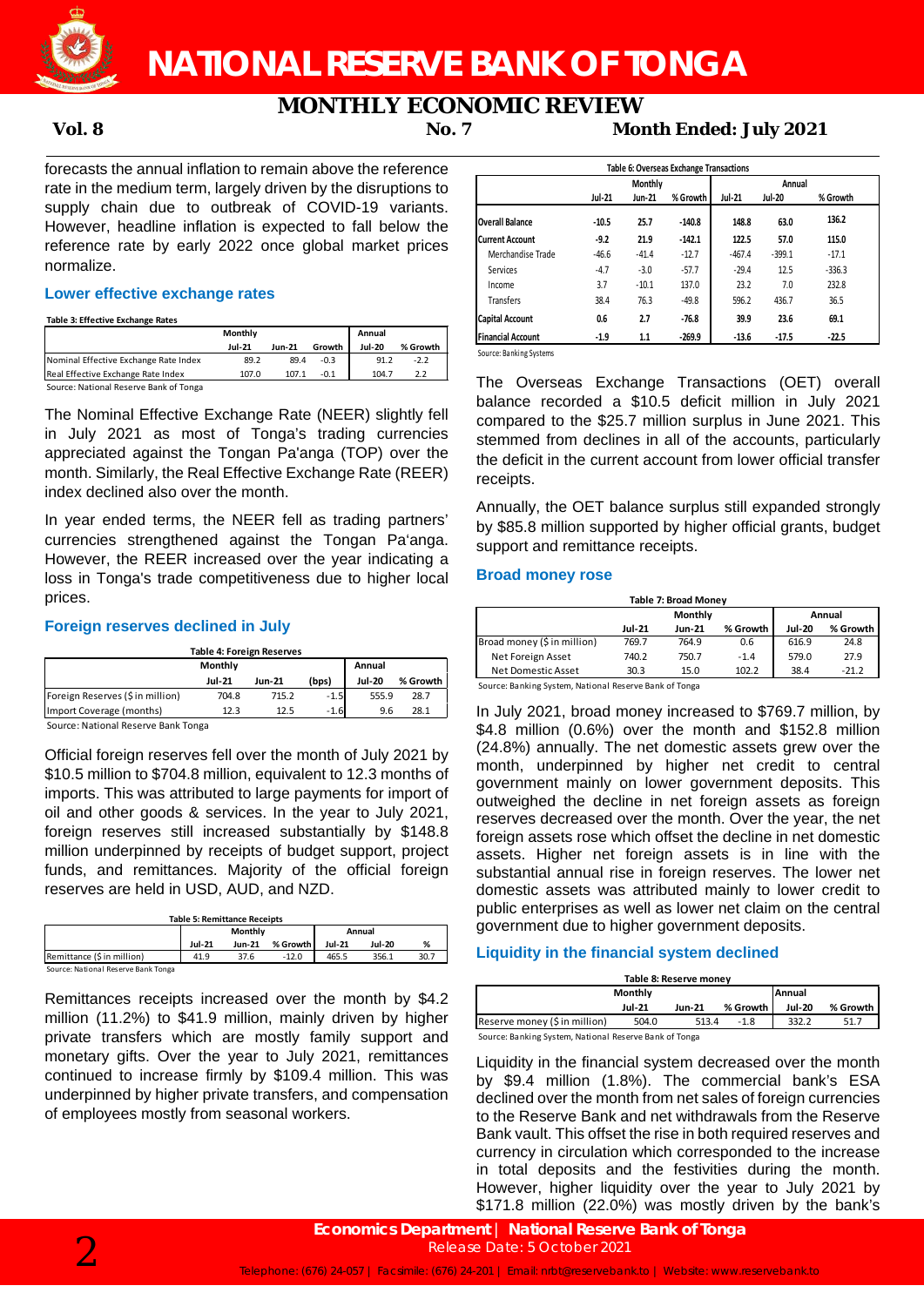forecasts the annual inflation to remain above the reference rate in the medium term, largely driven by the disruptions to supply chain due to outbreak of COVID-19 variants. However, headline inflation is expected to fall below the reference rate by early 2022 once global market prices normalize.

### Lower effective exchange rates

**Table 3: Effective Exchange Rates**

| | Monthly | | | Annual | |
|---|---|---|---|---|---|
| | Jul-21 | Jun-21 | Growth | Jul-20 | % Growth |
| Nominal Effective Exchange Rate Index | 89.2 | 89.4 | -0.3 | 91.2 | -2.2 |
| Real Effective Exchange Rate Index | 107.0 | 107.1 | -0.1 | 104.7 | 2.2 |

Source: National Reserve Bank of Tonga

The Nominal Effective Exchange Rate (NEER) slightly fell in July 2021 as most of Tonga's trading currencies appreciated against the Tongan Pa'anga (TOP) over the month. Similarly, the Real Effective Exchange Rate (REER) index declined also over the month.

In year ended terms, the NEER fell as trading partners' currencies strengthened against the Tongan Pa'anga. However, the REER increased over the year indicating a loss in Tonga's trade competitiveness due to higher local prices.

### Foreign reserves declined in July

**Table 4: Foreign Reserves**

| | Monthly | | | Annual | |
|---|---|---|---|---|---|
| | Jul-21 | Jun-21 | (bps) | Jul-20 | % Growth |
| Foreign Reserves ($ in million) | 704.8 | 715.2 | -1.5 | 555.9 | 28.7 |
| Import Coverage (months) | 12.3 | 12.5 | -1.6 | 9.6 | 28.1 |

Source: National Reserve Bank Tonga

Official foreign reserves fell over the month of July 2021 by $10.5 million to $704.8 million, equivalent to 12.3 months of imports. This was attributed to large payments for import of oil and other goods & services. In the year to July 2021, foreign reserves still increased substantially by $148.8 million underpinned by receipts of budget support, project funds, and remittances. Majority of the official foreign reserves are held in USD, AUD, and NZD.

**Table 5: Remittance Receipts**

| | Monthly | | | Annual | | |
|---|---|---|---|---|---|---|
| | Jul-21 | Jun-21 | % Growth | Jul-21 | Jul-20 | % |
| Remittance ($ in million) | 41.9 | 37.6 | -12.0 | 465.5 | 356.1 | 30.7 |

Source: National Reserve Bank Tonga

Remittances receipts increased over the month by $4.2 million (11.2%) to $41.9 million, mainly driven by higher private transfers which are mostly family support and monetary gifts. Over the year to July 2021, remittances continued to increase firmly by $109.4 million. This was underpinned by higher private transfers, and compensation of employees mostly from seasonal workers.

**Table 6: Overseas Exchange Transactions**

| | Monthly | | | Annual | | |
|---|---|---|---|---|---|---|
| | Jul-21 | Jun-21 | % Growth | Jul-21 | Jul-20 | % Growth |
| **Overall Balance** | **-10.5** | **25.7** | **-140.8** | **148.8** | **63.0** | **136.2** |
| **Current Account** | **-9.2** | **21.9** | **-142.1** | **122.5** | **57.0** | **115.0** |
| Merchandise Trade | -46.6 | -41.4 | -12.7 | -467.4 | -399.1 | -17.1 |
| Services | -4.7 | -3.0 | -57.7 | -29.4 | 12.5 | -336.3 |
| Income | 3.7 | -10.1 | 137.0 | 23.2 | 7.0 | 232.8 |
| Transfers | 38.4 | 76.3 | -49.8 | 596.2 | 436.7 | 36.5 |
| **Capital Account** | **0.6** | **2.7** | **-76.8** | **39.9** | **23.6** | **69.1** |
| **Financial Account** | **-1.9** | **1.1** | **-269.9** | **-13.6** | **-17.5** | **-22.5** |

Source: Banking Systems

The Overseas Exchange Transactions (OET) overall balance recorded a $10.5 deficit million in July 2021 compared to the $25.7 million surplus in June 2021. This stemmed from declines in all of the accounts, particularly the deficit in the current account from lower official transfer receipts.

Annually, the OET balance surplus still expanded strongly by $85.8 million supported by higher official grants, budget support and remittance receipts.

### Broad money rose

**Table 7: Broad Money**

| | Monthly | | | Annual | |
|---|---|---|---|---|---|
| | Jul-21 | Jun-21 | % Growth | Jul-20 | % Growth |
| Broad money ($ in million) | 769.7 | 764.9 | 0.6 | 616.9 | 24.8 |
| Net Foreign Asset | 740.2 | 750.7 | -1.4 | 579.0 | 27.9 |
| Net Domestic Asset | 30.3 | 15.0 | 102.2 | 38.4 | -21.2 |

Source: Banking System, National Reserve Bank of Tonga

In July 2021, broad money increased to $769.7 million, by $4.8 million (0.6%) over the month and $152.8 million (24.8%) annually. The net domestic assets grew over the month, underpinned by higher net credit to central government mainly on lower government deposits. This outweighed the decline in net foreign assets as foreign reserves decreased over the month. Over the year, the net foreign assets rose which offset the decline in net domestic assets. Higher net foreign assets is in line with the substantial annual rise in foreign reserves. The lower net domestic assets was attributed mainly to lower credit to public enterprises as well as lower net claim on the central government due to higher government deposits.

### Liquidity in the financial system declined

**Table 8: Reserve money**

| | Monthly | | | Annual | |
|---|---|---|---|---|---|
| | Jul-21 | Jun-21 | % Growth | Jul-20 | % Growth |
| Reserve money ($ in million) | 504.0 | 513.4 | -1.8 | 332.2 | 51.7 |

Source: Banking System, National Reserve Bank of Tonga

Liquidity in the financial system decreased over the month by $9.4 million (1.8%). The commercial bank's ESA declined over the month from net sales of foreign currencies to the Reserve Bank and net withdrawals from the Reserve Bank vault. This offset the rise in both required reserves and currency in circulation which corresponded to the increase in total deposits and the festivities during the month. However, higher liquidity over the year to July 2021 by $171.8 million (22.0%) was mostly driven by the bank's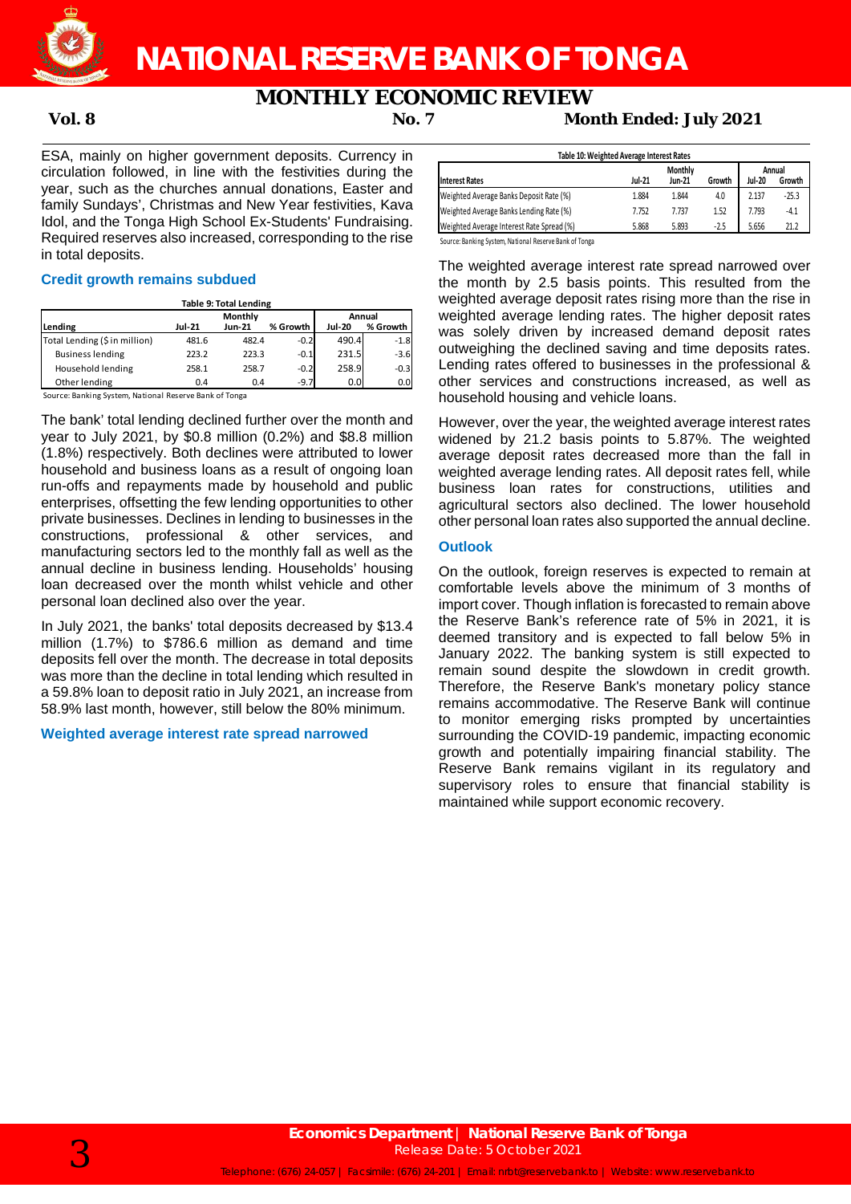ESA, mainly on higher government deposits. Currency in circulation followed, in line with the festivities during the year, such as the churches annual donations, Easter and family Sundays', Christmas and New Year festivities, Kava Idol, and the Tonga High School Ex-Students' Fundraising. Required reserves also increased, corresponding to the rise in total deposits.

### Credit growth remains subdued

**Table 9: Total Lending**

| Lending | Monthly | | | Annual | |
|---|---|---|---|---|---|
| | Jul-21 | Jun-21 | % Growth | Jul-20 | % Growth |
| Total Lending ($ in million) | 481.6 | 482.4 | -0.2 | 490.4 | -1.8 |
| Business lending | 223.2 | 223.3 | -0.1 | 231.5 | -3.6 |
| Household lending | 258.1 | 258.7 | -0.2 | 258.9 | -0.3 |
| Other lending | 0.4 | 0.4 | -9.7 | 0.0 | 0.0 |

Source: Banking System, National Reserve Bank of Tonga

The bank' total lending declined further over the month and year to July 2021, by $0.8 million (0.2%) and $8.8 million (1.8%) respectively. Both declines were attributed to lower household and business loans as a result of ongoing loan run-offs and repayments made by household and public enterprises, offsetting the few lending opportunities to other private businesses. Declines in lending to businesses in the constructions, professional & other services, and manufacturing sectors led to the monthly fall as well as the annual decline in business lending. Households' housing loan decreased over the month whilst vehicle and other personal loan declined also over the year.

In July 2021, the banks' total deposits decreased by $13.4 million (1.7%) to $786.6 million as demand and time deposits fell over the month. The decrease in total deposits was more than the decline in total lending which resulted in a 59.8% loan to deposit ratio in July 2021, an increase from 58.9% last month, however, still below the 80% minimum.

### Weighted average interest rate spread narrowed

**Table 10: Weighted Average Interest Rates**

| Interest Rates | Monthly | | | Annual | |
|---|---|---|---|---|---|
| | Jul-21 | Jun-21 | Growth | Jul-20 | Growth |
| Weighted Average Banks Deposit Rate (%) | 1.884 | 1.844 | 4.0 | 2.137 | -25.3 |
| Weighted Average Banks Lending Rate (%) | 7.752 | 7.737 | 1.52 | 7.793 | -4.1 |
| Weighted Average Interest Rate Spread (%) | 5.868 | 5.893 | -2.5 | 5.656 | 21.2 |

Source: Banking System, National Reserve Bank of Tonga

The weighted average interest rate spread narrowed over the month by 2.5 basis points. This resulted from the weighted average deposit rates rising more than the rise in weighted average lending rates. The higher deposit rates was solely driven by increased demand deposit rates outweighing the declined saving and time deposits rates. Lending rates offered to businesses in the professional & other services and constructions increased, as well as household housing and vehicle loans.

However, over the year, the weighted average interest rates widened by 21.2 basis points to 5.87%. The weighted average deposit rates decreased more than the fall in weighted average lending rates. All deposit rates fell, while business loan rates for constructions, utilities and agricultural sectors also declined. The lower household other personal loan rates also supported the annual decline.

### Outlook

On the outlook, foreign reserves is expected to remain at comfortable levels above the minimum of 3 months of import cover. Though inflation is forecasted to remain above the Reserve Bank's reference rate of 5% in 2021, it is deemed transitory and is expected to fall below 5% in January 2022. The banking system is still expected to remain sound despite the slowdown in credit growth. Therefore, the Reserve Bank's monetary policy stance remains accommodative. The Reserve Bank will continue to monitor emerging risks prompted by uncertainties surrounding the COVID-19 pandemic, impacting economic growth and potentially impairing financial stability. The Reserve Bank remains vigilant in its regulatory and supervisory roles to ensure that financial stability is maintained while support economic recovery.

**Economics Department | National Reserve Bank of Tonga**
Release Date: 5 October 2021

Telephone: (676) 24-057 | Facsimile: (676) 24-201 | Email: nrbt@reservebank.to | Website: www.reservebank.to